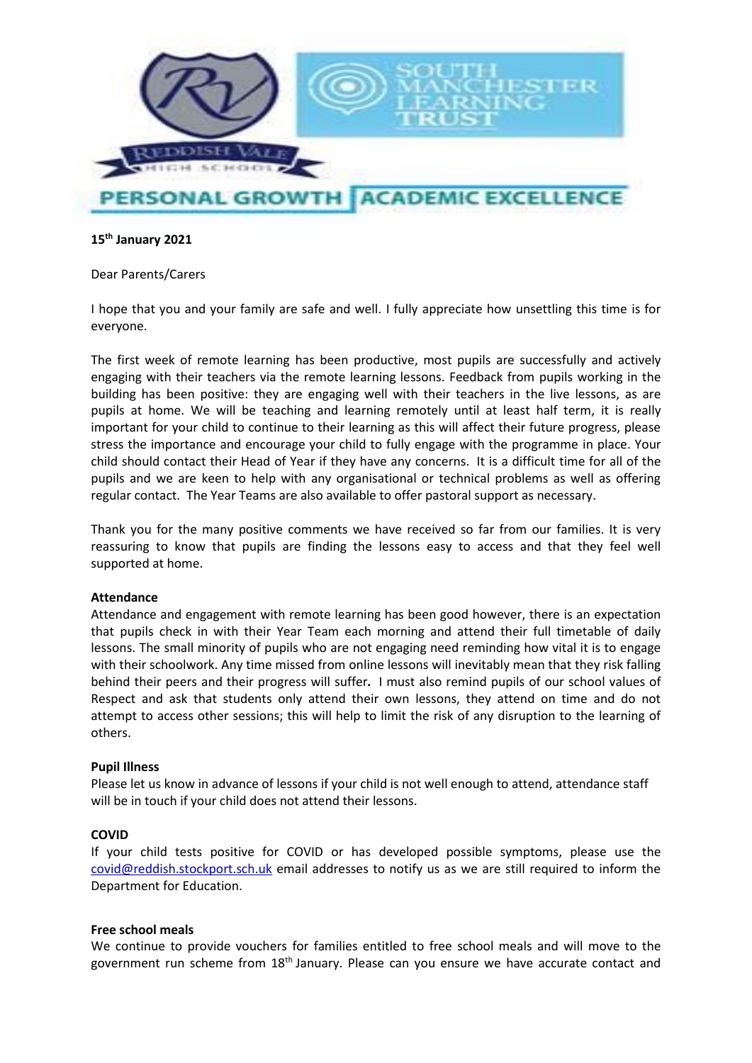Reddish Vale High School

South Manchester Learning Trust

PERSONAL GROWTH | ACADEMIC EXCELLENCE

**15th January 2021**

Dear Parents/Carers

I hope that you and your family are safe and well. I fully appreciate how unsettling this time is for everyone.

The first week of remote learning has been productive, most pupils are successfully and actively engaging with their teachers via the remote learning lessons. Feedback from pupils working in the building has been positive: they are engaging well with their teachers in the live lessons, as are pupils at home. We will be teaching and learning remotely until at least half term, it is really important for your child to continue to their learning as this will affect their future progress, please stress the importance and encourage your child to fully engage with the programme in place. Your child should contact their Head of Year if they have any concerns. It is a difficult time for all of the pupils and we are keen to help with any organisational or technical problems as well as offering regular contact. The Year Teams are also available to offer pastoral support as necessary.

Thank you for the many positive comments we have received so far from our families. It is very reassuring to know that pupils are finding the lessons easy to access and that they feel well supported at home.

**Attendance**
Attendance and engagement with remote learning has been good however, there is an expectation that pupils check in with their Year Team each morning and attend their full timetable of daily lessons. The small minority of pupils who are not engaging need reminding how vital it is to engage with their schoolwork. Any time missed from online lessons will inevitably mean that they risk falling behind their peers and their progress will suffer*.* I must also remind pupils of our school values of Respect and ask that students only attend their own lessons, they attend on time and do not attempt to access other sessions; this will help to limit the risk of any disruption to the learning of others.

**Pupil Illness**
Please let us know in advance of lessons if your child is not well enough to attend, attendance staff will be in touch if your child does not attend their lessons.

**COVID**
If your child tests positive for COVID or has developed possible symptoms, please use the [covid@reddish.stockport.sch.uk](mailto:covid@reddish.stockport.sch.uk) email addresses to notify us as we are still required to inform the Department for Education.

**Free school meals**
We continue to provide vouchers for families entitled to free school meals and will move to the government run scheme from 18th January. Please can you ensure we have accurate contact and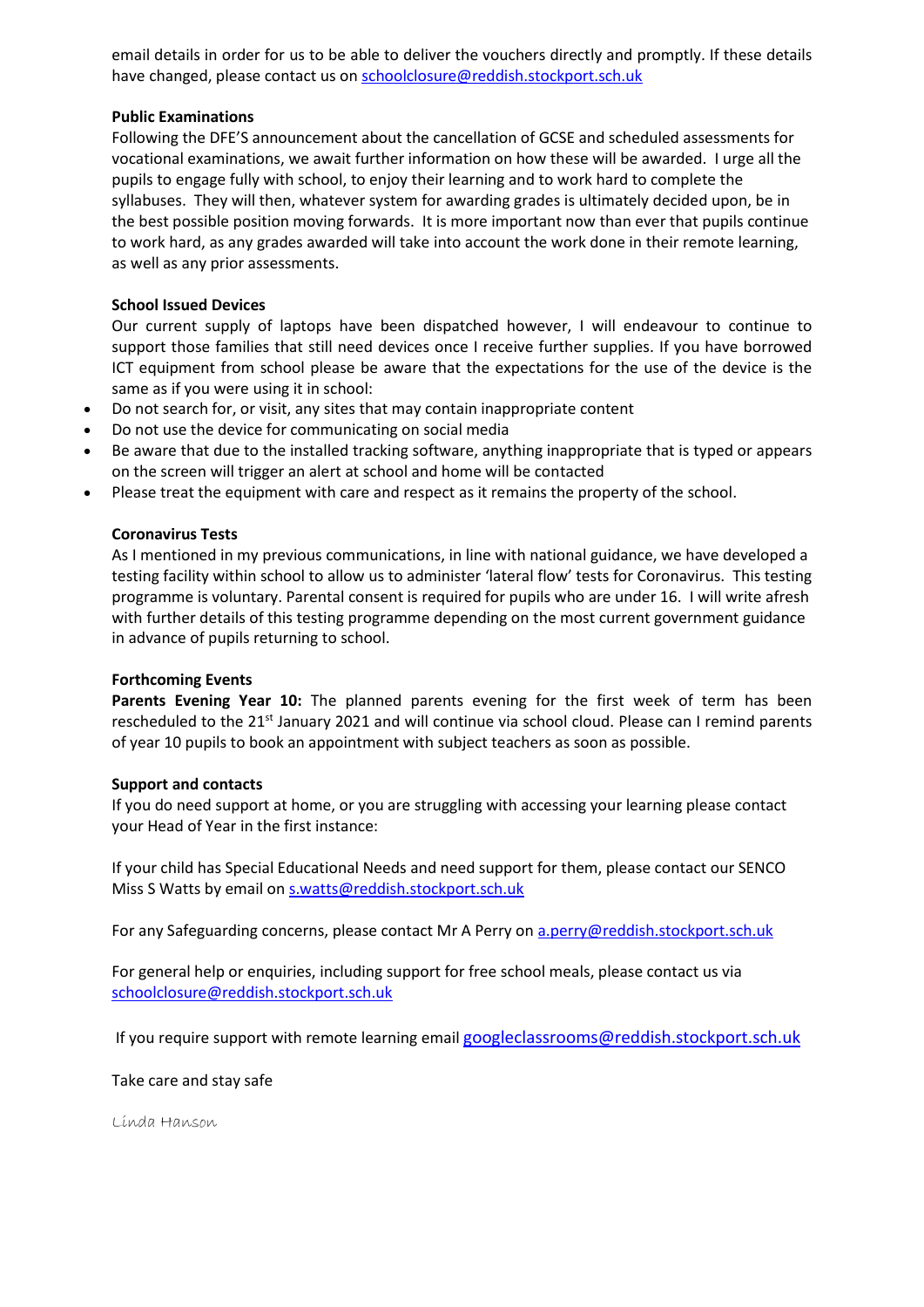email details in order for us to be able to deliver the vouchers directly and promptly. If these details have changed, please contact us on schoolclosure@reddish.stockport.sch.uk

**Public Examinations**

Following the DFE'S announcement about the cancellation of GCSE and scheduled assessments for vocational examinations, we await further information on how these will be awarded. I urge all the pupils to engage fully with school, to enjoy their learning and to work hard to complete the syllabuses. They will then, whatever system for awarding grades is ultimately decided upon, be in the best possible position moving forwards. It is more important now than ever that pupils continue to work hard, as any grades awarded will take into account the work done in their remote learning, as well as any prior assessments.

**School Issued Devices**

Our current supply of laptops have been dispatched however, I will endeavour to continue to support those families that still need devices once I receive further supplies. If you have borrowed ICT equipment from school please be aware that the expectations for the use of the device is the same as if you were using it in school:

- Do not search for, or visit, any sites that may contain inappropriate content
- Do not use the device for communicating on social media
- Be aware that due to the installed tracking software, anything inappropriate that is typed or appears on the screen will trigger an alert at school and home will be contacted
- Please treat the equipment with care and respect as it remains the property of the school.

**Coronavirus Tests**

As I mentioned in my previous communications, in line with national guidance, we have developed a testing facility within school to allow us to administer 'lateral flow' tests for Coronavirus. This testing programme is voluntary. Parental consent is required for pupils who are under 16. I will write afresh with further details of this testing programme depending on the most current government guidance in advance of pupils returning to school.

**Forthcoming Events**

**Parents Evening Year 10:** The planned parents evening for the first week of term has been rescheduled to the 21st January 2021 and will continue via school cloud. Please can I remind parents of year 10 pupils to book an appointment with subject teachers as soon as possible.

**Support and contacts**

If you do need support at home, or you are struggling with accessing your learning please contact your Head of Year in the first instance:

If your child has Special Educational Needs and need support for them, please contact our SENCO Miss S Watts by email on s.watts@reddish.stockport.sch.uk

For any Safeguarding concerns, please contact Mr A Perry on a.perry@reddish.stockport.sch.uk

For general help or enquiries, including support for free school meals, please contact us via schoolclosure@reddish.stockport.sch.uk

If you require support with remote learning email googleclassrooms@reddish.stockport.sch.uk

Take care and stay safe

Linda Hanson